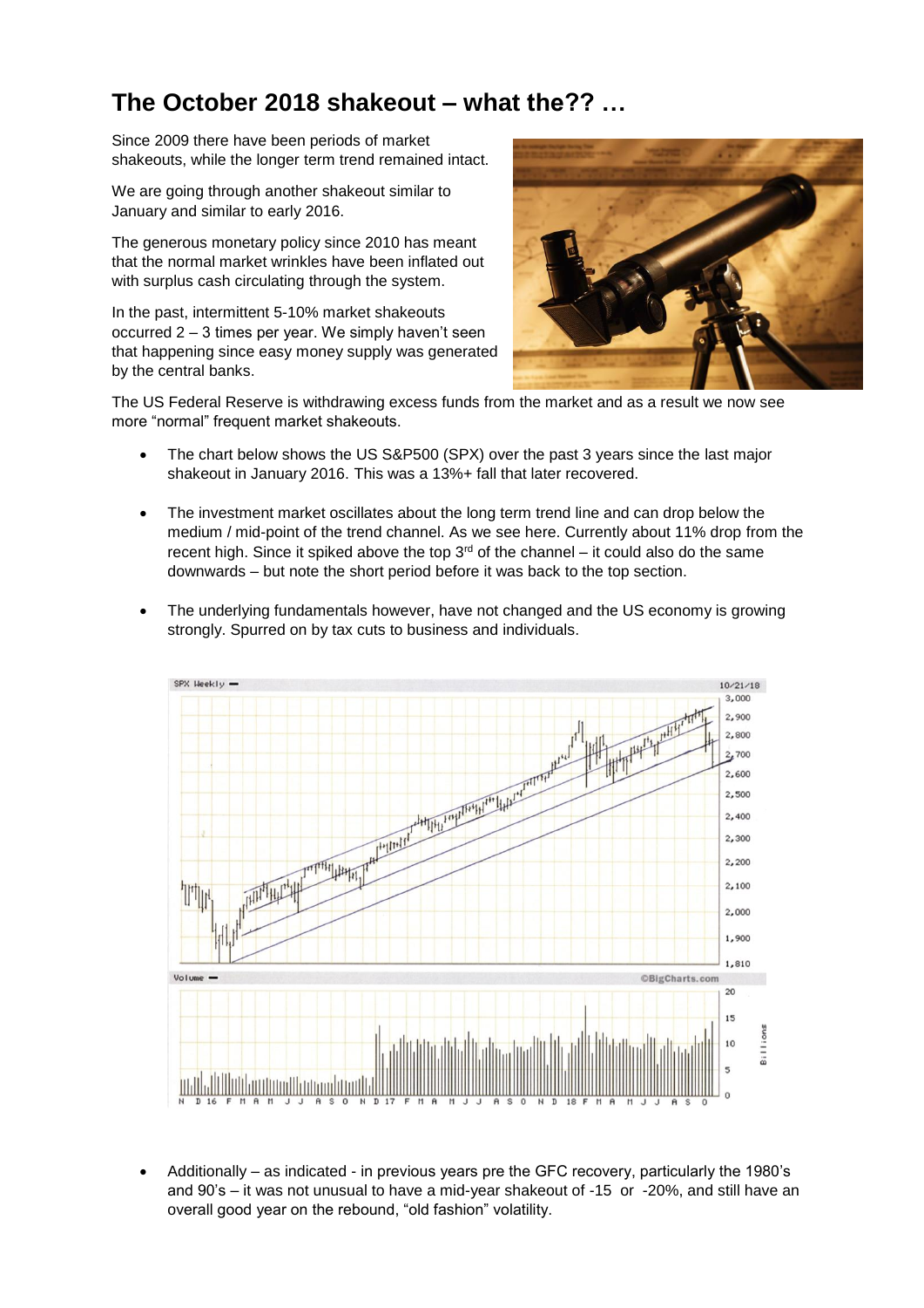# The October 2018 shakeout – what the?? …

Since 2009 there have been periods of market shakeouts, while the longer term trend remained intact.

We are going through another shakeout similar to January and similar to early 2016.

The generous monetary policy since 2010 has meant that the normal market wrinkles have been inflated out with surplus cash circulating through the system.

In the past, intermittent 5-10% market shakeouts occurred 2 – 3 times per year. We simply haven't seen that happening since easy money supply was generated by the central banks.

The US Federal Reserve is withdrawing excess funds from the market and as a result we now see more "normal" frequent market shakeouts.

- The chart below shows the US S&P500 (SPX) over the past 3 years since the last major shakeout in January 2016. This was a 13%+ fall that later recovered.
- The investment market oscillates about the long term trend line and can drop below the medium / mid-point of the trend channel. As we see here. Currently about 11% drop from the recent high. Since it spiked above the top 3rd of the channel – it could also do the same downwards – but note the short period before it was back to the top section.
- The underlying fundamentals however, have not changed and the US economy is growing strongly. Spurred on by tax cuts to business and individuals.

- Additionally – as indicated - in previous years pre the GFC recovery, particularly the 1980's and 90's – it was not unusual to have a mid-year shakeout of -15 or -20%, and still have an overall good year on the rebound, "old fashion" volatility.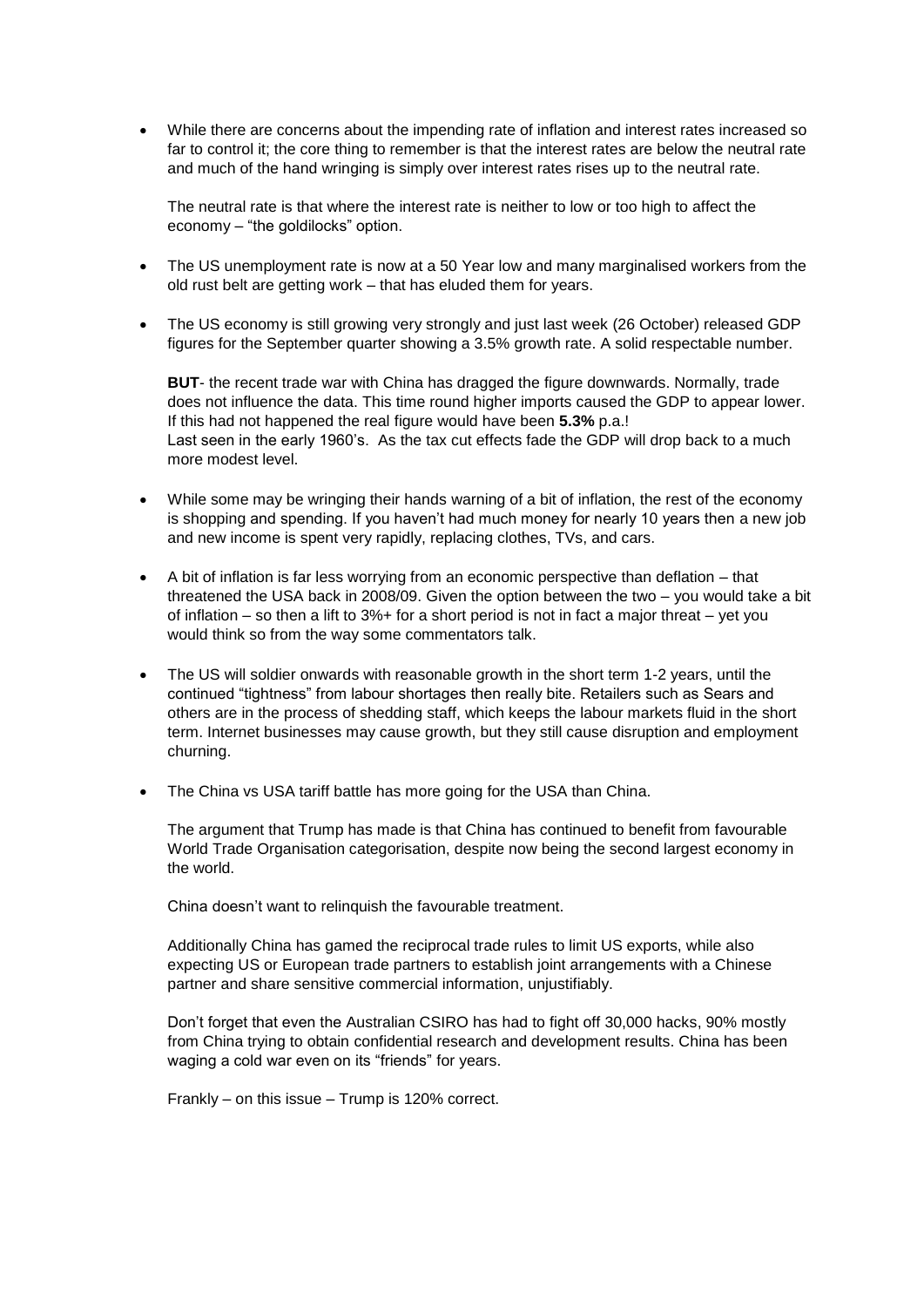- While there are concerns about the impending rate of inflation and interest rates increased so far to control it; the core thing to remember is that the interest rates are below the neutral rate and much of the hand wringing is simply over interest rates rises up to the neutral rate.

  The neutral rate is that where the interest rate is neither to low or too high to affect the economy – "the goldilocks" option.

- The US unemployment rate is now at a 50 Year low and many marginalised workers from the old rust belt are getting work – that has eluded them for years.

- The US economy is still growing very strongly and just last week (26 October) released GDP figures for the September quarter showing a 3.5% growth rate. A solid respectable number.

  **BUT**- the recent trade war with China has dragged the figure downwards. Normally, trade does not influence the data. This time round higher imports caused the GDP to appear lower. If this had not happened the real figure would have been **5.3%** p.a.!
  Last seen in the early 1960's. As the tax cut effects fade the GDP will drop back to a much more modest level.

- While some may be wringing their hands warning of a bit of inflation, the rest of the economy is shopping and spending. If you haven't had much money for nearly 10 years then a new job and new income is spent very rapidly, replacing clothes, TVs, and cars.

- A bit of inflation is far less worrying from an economic perspective than deflation – that threatened the USA back in 2008/09. Given the option between the two – you would take a bit of inflation – so then a lift to 3%+ for a short period is not in fact a major threat – yet you would think so from the way some commentators talk.

- The US will soldier onwards with reasonable growth in the short term 1-2 years, until the continued "tightness" from labour shortages then really bite. Retailers such as Sears and others are in the process of shedding staff, which keeps the labour markets fluid in the short term. Internet businesses may cause growth, but they still cause disruption and employment churning.

- The China vs USA tariff battle has more going for the USA than China.

  The argument that Trump has made is that China has continued to benefit from favourable World Trade Organisation categorisation, despite now being the second largest economy in the world.

  China doesn't want to relinquish the favourable treatment.

  Additionally China has gamed the reciprocal trade rules to limit US exports, while also expecting US or European trade partners to establish joint arrangements with a Chinese partner and share sensitive commercial information, unjustifiably.

  Don't forget that even the Australian CSIRO has had to fight off 30,000 hacks, 90% mostly from China trying to obtain confidential research and development results. China has been waging a cold war even on its "friends" for years.

  Frankly – on this issue – Trump is 120% correct.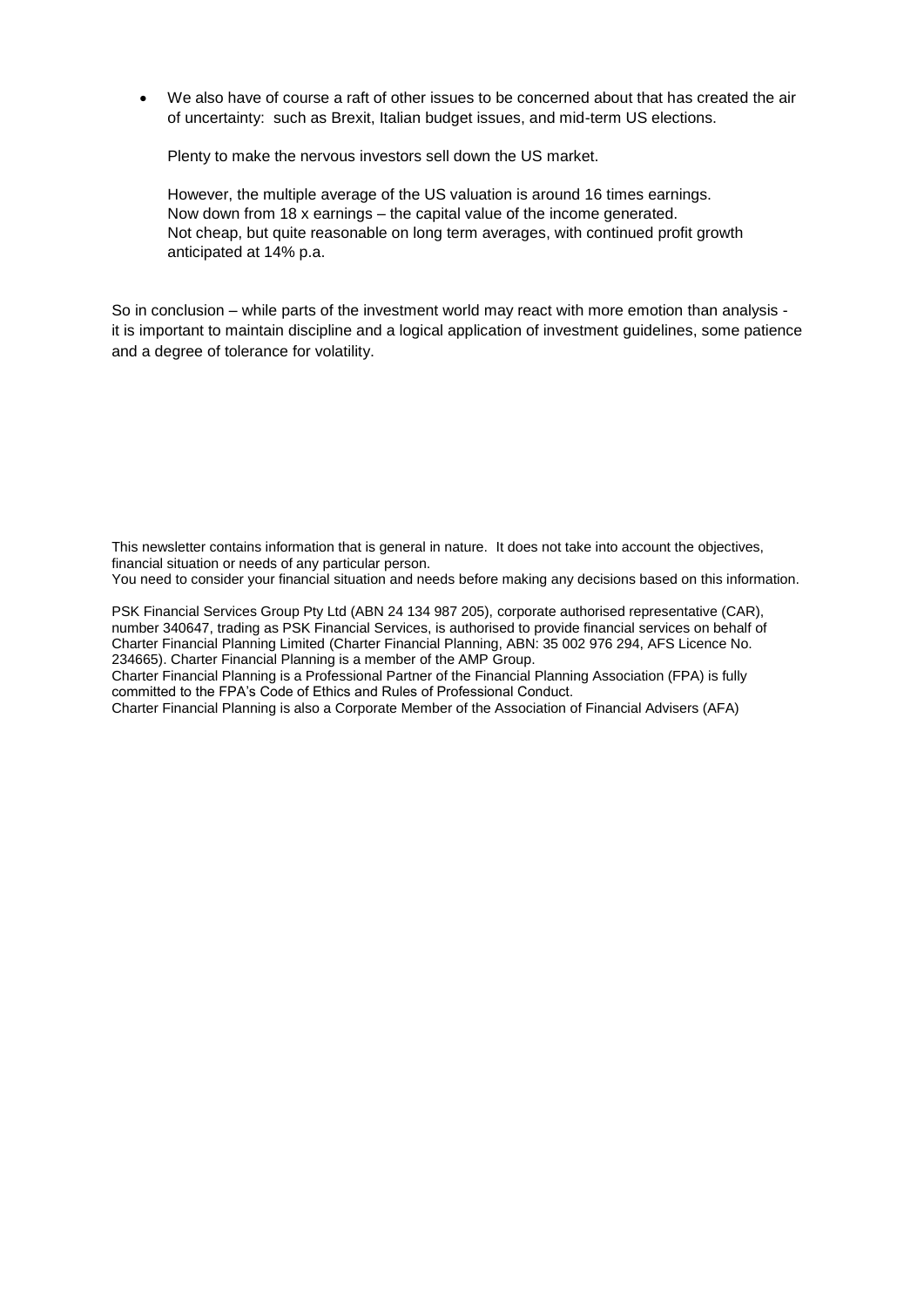- We also have of course a raft of other issues to be concerned about that has created the air of uncertainty: such as Brexit, Italian budget issues, and mid-term US elections.

  Plenty to make the nervous investors sell down the US market.

  However, the multiple average of the US valuation is around 16 times earnings.
  Now down from 18 x earnings – the capital value of the income generated.
  Not cheap, but quite reasonable on long term averages, with continued profit growth anticipated at 14% p.a.

So in conclusion – while parts of the investment world may react with more emotion than analysis - it is important to maintain discipline and a logical application of investment guidelines, some patience and a degree of tolerance for volatility.

This newsletter contains information that is general in nature. It does not take into account the objectives, financial situation or needs of any particular person.
You need to consider your financial situation and needs before making any decisions based on this information.

PSK Financial Services Group Pty Ltd (ABN 24 134 987 205), corporate authorised representative (CAR), number 340647, trading as PSK Financial Services, is authorised to provide financial services on behalf of Charter Financial Planning Limited (Charter Financial Planning, ABN: 35 002 976 294, AFS Licence No. 234665). Charter Financial Planning is a member of the AMP Group.
Charter Financial Planning is a Professional Partner of the Financial Planning Association (FPA) is fully committed to the FPA's Code of Ethics and Rules of Professional Conduct.
Charter Financial Planning is also a Corporate Member of the Association of Financial Advisers (AFA)